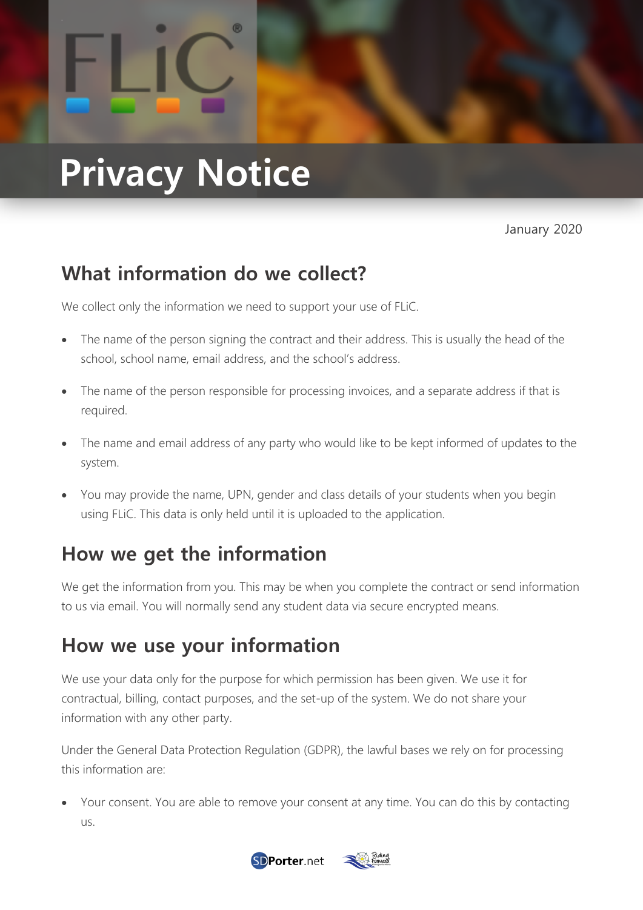# Privacy Notice

January 2020

## What information do we collect?

We collect only the information we need to support your use of FLiC.

- The name of the person signing the contract and their address. This is usually the head of the school, school name, email address, and the school's address.
- The name of the person responsible for processing invoices, and a separate address if that is required.
- The name and email address of any party who would like to be kept informed of updates to the system.
- You may provide the name, UPN, gender and class details of your students when you begin using FLiC. This data is only held until it is uploaded to the application.

## How we get the information

We get the information from you. This may be when you complete the contract or send information to us via email. You will normally send any student data via secure encrypted means.

## How we use your information

We use your data only for the purpose for which permission has been given. We use it for contractual, billing, contact purposes, and the set-up of the system. We do not share your information with any other party.

Under the General Data Protection Regulation (GDPR), the lawful bases we rely on for processing this information are:

- Your consent. You are able to remove your consent at any time. You can do this by contacting us.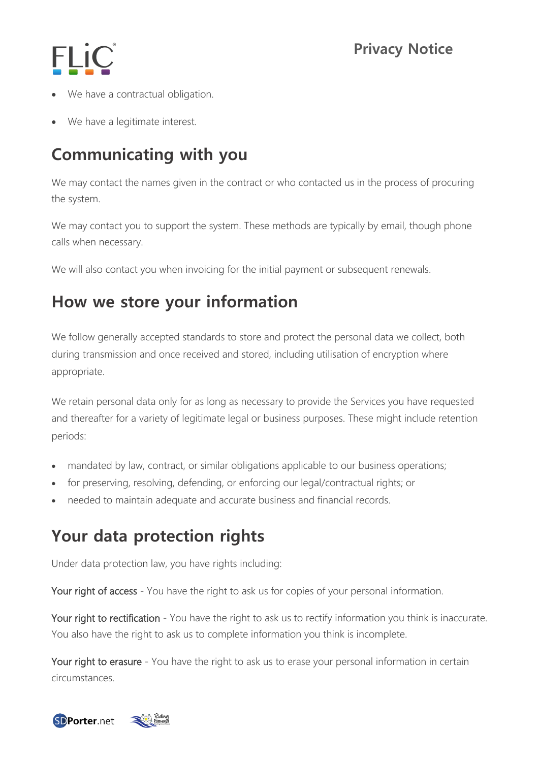- We have a contractual obligation.
- We have a legitimate interest.

## Communicating with you

We may contact the names given in the contract or who contacted us in the process of procuring the system.

We may contact you to support the system. These methods are typically by email, though phone calls when necessary.

We will also contact you when invoicing for the initial payment or subsequent renewals.

## How we store your information

We follow generally accepted standards to store and protect the personal data we collect, both during transmission and once received and stored, including utilisation of encryption where appropriate.

We retain personal data only for as long as necessary to provide the Services you have requested and thereafter for a variety of legitimate legal or business purposes. These might include retention periods:

- mandated by law, contract, or similar obligations applicable to our business operations;
- for preserving, resolving, defending, or enforcing our legal/contractual rights; or
- needed to maintain adequate and accurate business and financial records.

## Your data protection rights

Under data protection law, you have rights including:

Your right of access - You have the right to ask us for copies of your personal information.

Your right to rectification - You have the right to ask us to rectify information you think is inaccurate. You also have the right to ask us to complete information you think is incomplete.

Your right to erasure - You have the right to ask us to erase your personal information in certain circumstances.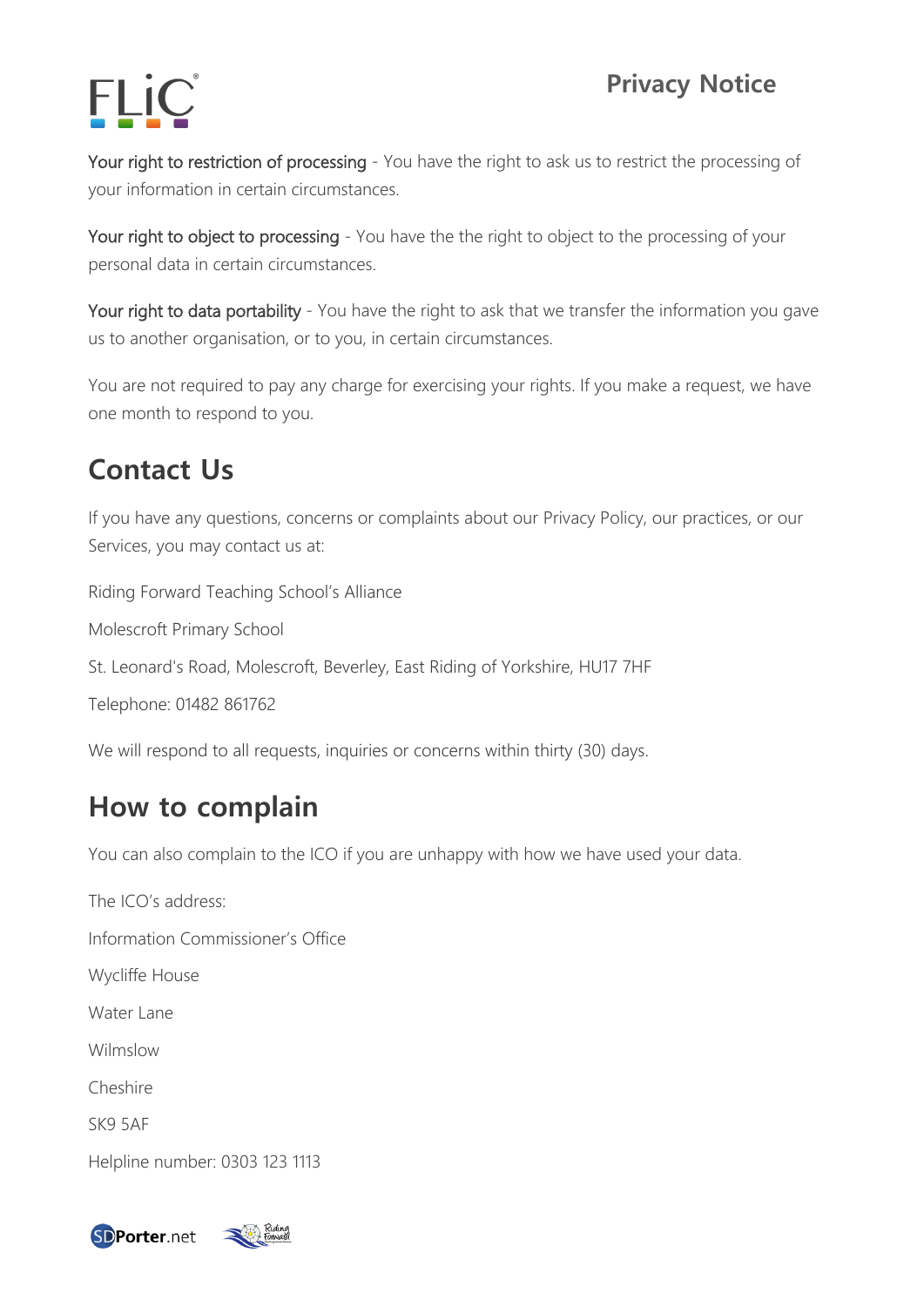**Your right to restriction of processing** - You have the right to ask us to restrict the processing of your information in certain circumstances.

**Your right to object to processing** - You have the the right to object to the processing of your personal data in certain circumstances.

**Your right to data portability** - You have the right to ask that we transfer the information you gave us to another organisation, or to you, in certain circumstances.

You are not required to pay any charge for exercising your rights. If you make a request, we have one month to respond to you.

## Contact Us

If you have any questions, concerns or complaints about our Privacy Policy, our practices, or our Services, you may contact us at:

Riding Forward Teaching School's Alliance

Molescroft Primary School

St. Leonard's Road, Molescroft, Beverley, East Riding of Yorkshire, HU17 7HF

Telephone: 01482 861762

We will respond to all requests, inquiries or concerns within thirty (30) days.

## How to complain

You can also complain to the ICO if you are unhappy with how we have used your data.

The ICO's address:

Information Commissioner's Office

Wycliffe House

Water Lane

Wilmslow

Cheshire

SK9 5AF

Helpline number: 0303 123 1113